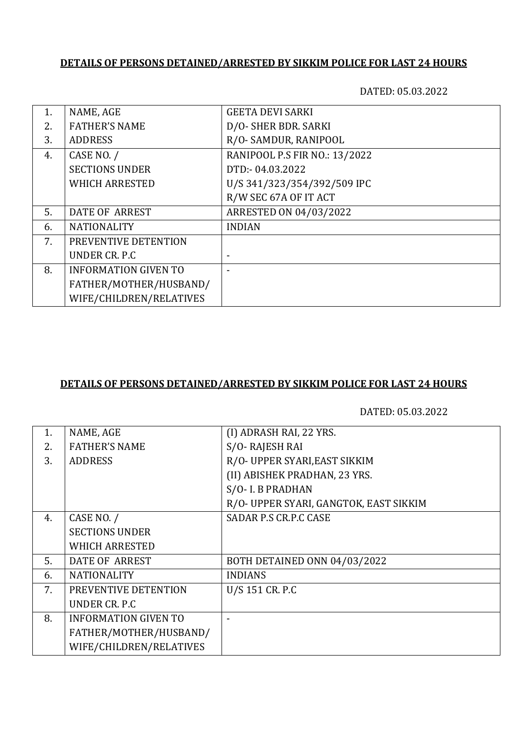**DETAILS OF PERSONS DETAINED/ARRESTED BY SIKKIM POLICE FOR LAST 24 HOURS**

DATED: 05.03.2022

| | | |
|---|---|---|
| 1.<br>2.<br>3. | NAME, AGE<br>FATHER'S NAME<br>ADDRESS | GEETA DEVI SARKI<br>D/O- SHER BDR. SARKI<br>R/O- SAMDUR, RANIPOOL |
| 4. | CASE NO. /<br>SECTIONS UNDER<br>WHICH ARRESTED | RANIPOOL P.S FIR NO.: 13/2022<br>DTD:- 04.03.2022<br>U/S 341/323/354/392/509 IPC<br>R/W SEC 67A OF IT ACT |
| 5. | DATE OF ARREST | ARRESTED ON 04/03/2022 |
| 6. | NATIONALITY | INDIAN |
| 7. | PREVENTIVE DETENTION<br>UNDER CR. P.C | - |
| 8. | INFORMATION GIVEN TO<br>FATHER/MOTHER/HUSBAND/<br>WIFE/CHILDREN/RELATIVES | - |

**DETAILS OF PERSONS DETAINED/ARRESTED BY SIKKIM POLICE FOR LAST 24 HOURS**

DATED: 05.03.2022

| | | |
|---|---|---|
| 1.<br>2.<br>3. | NAME, AGE<br>FATHER'S NAME<br>ADDRESS | (I) ADRASH RAI, 22 YRS.<br>S/O- RAJESH RAI<br>R/O- UPPER SYARI,EAST SIKKIM<br>(II) ABISHEK PRADHAN, 23 YRS.<br>S/O- I. B PRADHAN<br>R/O- UPPER SYARI, GANGTOK, EAST SIKKIM |
| 4. | CASE NO. /<br>SECTIONS UNDER<br>WHICH ARRESTED | SADAR P.S CR.P.C CASE |
| 5. | DATE OF ARREST | BOTH DETAINED ONN 04/03/2022 |
| 6. | NATIONALITY | INDIANS |
| 7. | PREVENTIVE DETENTION<br>UNDER CR. P.C | U/S 151 CR. P.C |
| 8. | INFORMATION GIVEN TO<br>FATHER/MOTHER/HUSBAND/<br>WIFE/CHILDREN/RELATIVES | - |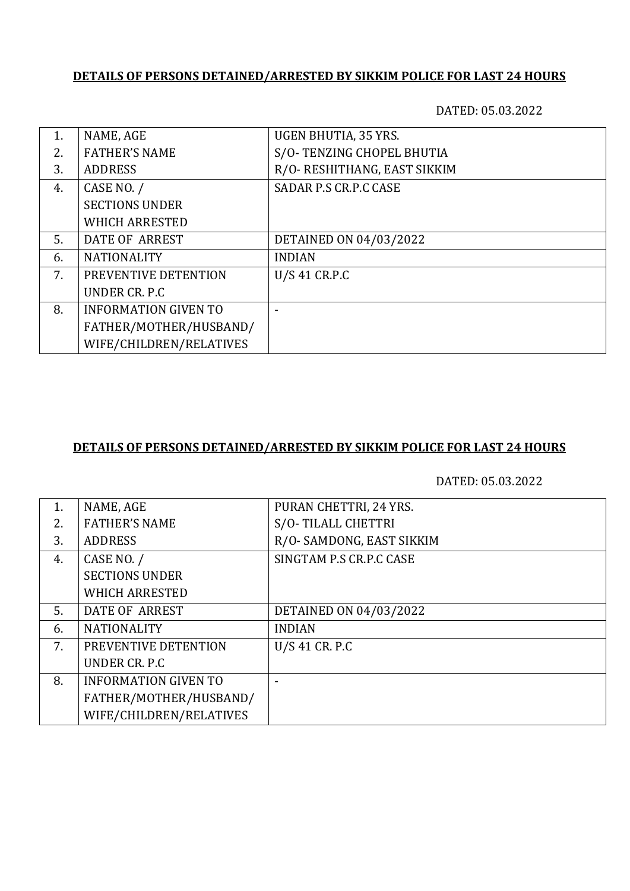**DETAILS OF PERSONS DETAINED/ARRESTED BY SIKKIM POLICE FOR LAST 24 HOURS**

DATED: 05.03.2022

| | | |
|---|---|---|
| 1. | NAME, AGE | UGEN BHUTIA, 35 YRS. |
| 2. | FATHER'S NAME | S/O- TENZING CHOPEL BHUTIA |
| 3. | ADDRESS | R/O- RESHITHANG, EAST SIKKIM |
| 4. | CASE NO. / SECTIONS UNDER WHICH ARRESTED | SADAR P.S CR.P.C CASE |
| 5. | DATE OF ARREST | DETAINED ON 04/03/2022 |
| 6. | NATIONALITY | INDIAN |
| 7. | PREVENTIVE DETENTION UNDER CR. P.C | U/S 41 CR.P.C |
| 8. | INFORMATION GIVEN TO FATHER/MOTHER/HUSBAND/ WIFE/CHILDREN/RELATIVES | - |

**DETAILS OF PERSONS DETAINED/ARRESTED BY SIKKIM POLICE FOR LAST 24 HOURS**

DATED: 05.03.2022

| | | |
|---|---|---|
| 1. | NAME, AGE | PURAN CHETTRI, 24 YRS. |
| 2. | FATHER'S NAME | S/O- TILALL CHETTRI |
| 3. | ADDRESS | R/O- SAMDONG, EAST SIKKIM |
| 4. | CASE NO. / SECTIONS UNDER WHICH ARRESTED | SINGTAM P.S CR.P.C CASE |
| 5. | DATE OF ARREST | DETAINED ON 04/03/2022 |
| 6. | NATIONALITY | INDIAN |
| 7. | PREVENTIVE DETENTION UNDER CR. P.C | U/S 41 CR. P.C |
| 8. | INFORMATION GIVEN TO FATHER/MOTHER/HUSBAND/ WIFE/CHILDREN/RELATIVES | - |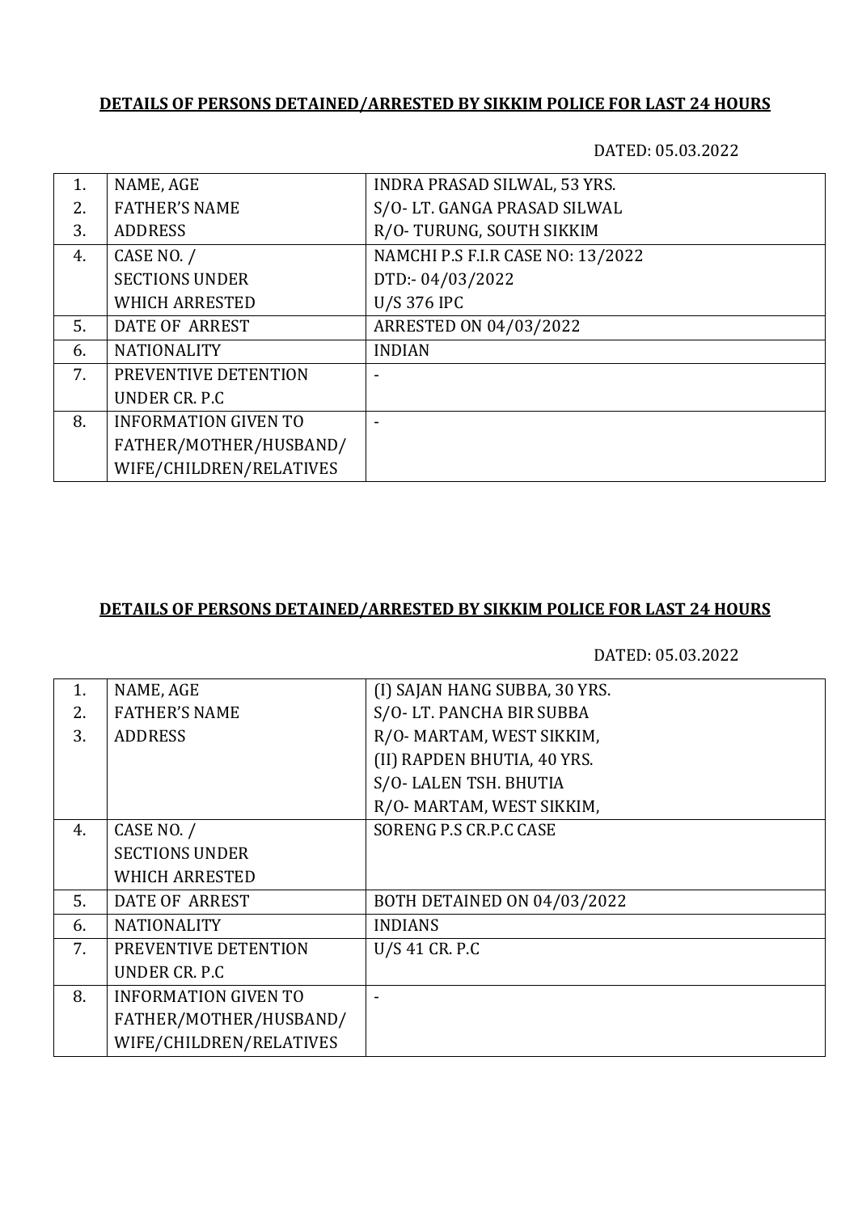**DETAILS OF PERSONS DETAINED/ARRESTED BY SIKKIM POLICE FOR LAST 24 HOURS**

DATED: 05.03.2022

| | | |
|---|---|---|
| 1.<br>2.<br>3. | NAME, AGE<br>FATHER'S NAME<br>ADDRESS | INDRA PRASAD SILWAL, 53 YRS.<br>S/O- LT. GANGA PRASAD SILWAL<br>R/O- TURUNG, SOUTH SIKKIM |
| 4. | CASE NO. /<br>SECTIONS UNDER<br>WHICH ARRESTED | NAMCHI P.S F.I.R CASE NO: 13/2022<br>DTD:- 04/03/2022<br>U/S 376 IPC |
| 5. | DATE OF ARREST | ARRESTED ON 04/03/2022 |
| 6. | NATIONALITY | INDIAN |
| 7. | PREVENTIVE DETENTION<br>UNDER CR. P.C | - |
| 8. | INFORMATION GIVEN TO<br>FATHER/MOTHER/HUSBAND/<br>WIFE/CHILDREN/RELATIVES | - |

**DETAILS OF PERSONS DETAINED/ARRESTED BY SIKKIM POLICE FOR LAST 24 HOURS**

DATED: 05.03.2022

| | | |
|---|---|---|
| 1.<br>2.<br>3. | NAME, AGE<br>FATHER'S NAME<br>ADDRESS | (I) SAJAN HANG SUBBA, 30 YRS.<br>S/O- LT. PANCHA BIR SUBBA<br>R/O- MARTAM, WEST SIKKIM,<br>(II) RAPDEN BHUTIA, 40 YRS.<br>S/O- LALEN TSH. BHUTIA<br>R/O- MARTAM, WEST SIKKIM, |
| 4. | CASE NO. /<br>SECTIONS UNDER<br>WHICH ARRESTED | SORENG P.S CR.P.C CASE |
| 5. | DATE OF ARREST | BOTH DETAINED ON 04/03/2022 |
| 6. | NATIONALITY | INDIANS |
| 7. | PREVENTIVE DETENTION<br>UNDER CR. P.C | U/S 41 CR. P.C |
| 8. | INFORMATION GIVEN TO<br>FATHER/MOTHER/HUSBAND/<br>WIFE/CHILDREN/RELATIVES | - |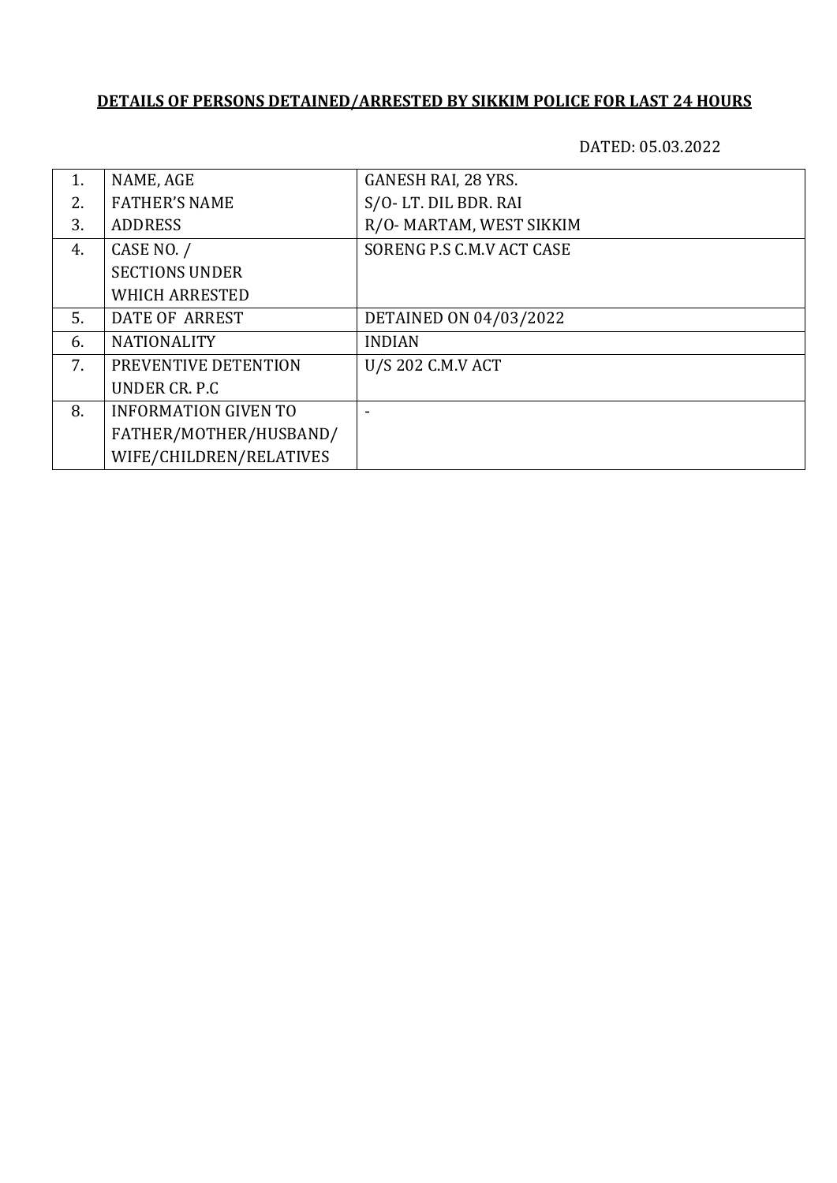**DETAILS OF PERSONS DETAINED/ARRESTED BY SIKKIM POLICE FOR LAST 24 HOURS**

DATED: 05.03.2022

| | | |
|---|---|---|
| 1.<br>2.<br>3. | NAME, AGE<br>FATHER'S NAME<br>ADDRESS | GANESH RAI, 28 YRS.<br>S/O- LT. DIL BDR. RAI<br>R/O- MARTAM, WEST SIKKIM |
| 4. | CASE NO. /<br>SECTIONS UNDER<br>WHICH ARRESTED | SORENG P.S C.M.V ACT CASE |
| 5. | DATE OF ARREST | DETAINED ON 04/03/2022 |
| 6. | NATIONALITY | INDIAN |
| 7. | PREVENTIVE DETENTION<br>UNDER CR. P.C | U/S 202 C.M.V ACT |
| 8. | INFORMATION GIVEN TO<br>FATHER/MOTHER/HUSBAND/<br>WIFE/CHILDREN/RELATIVES | - |